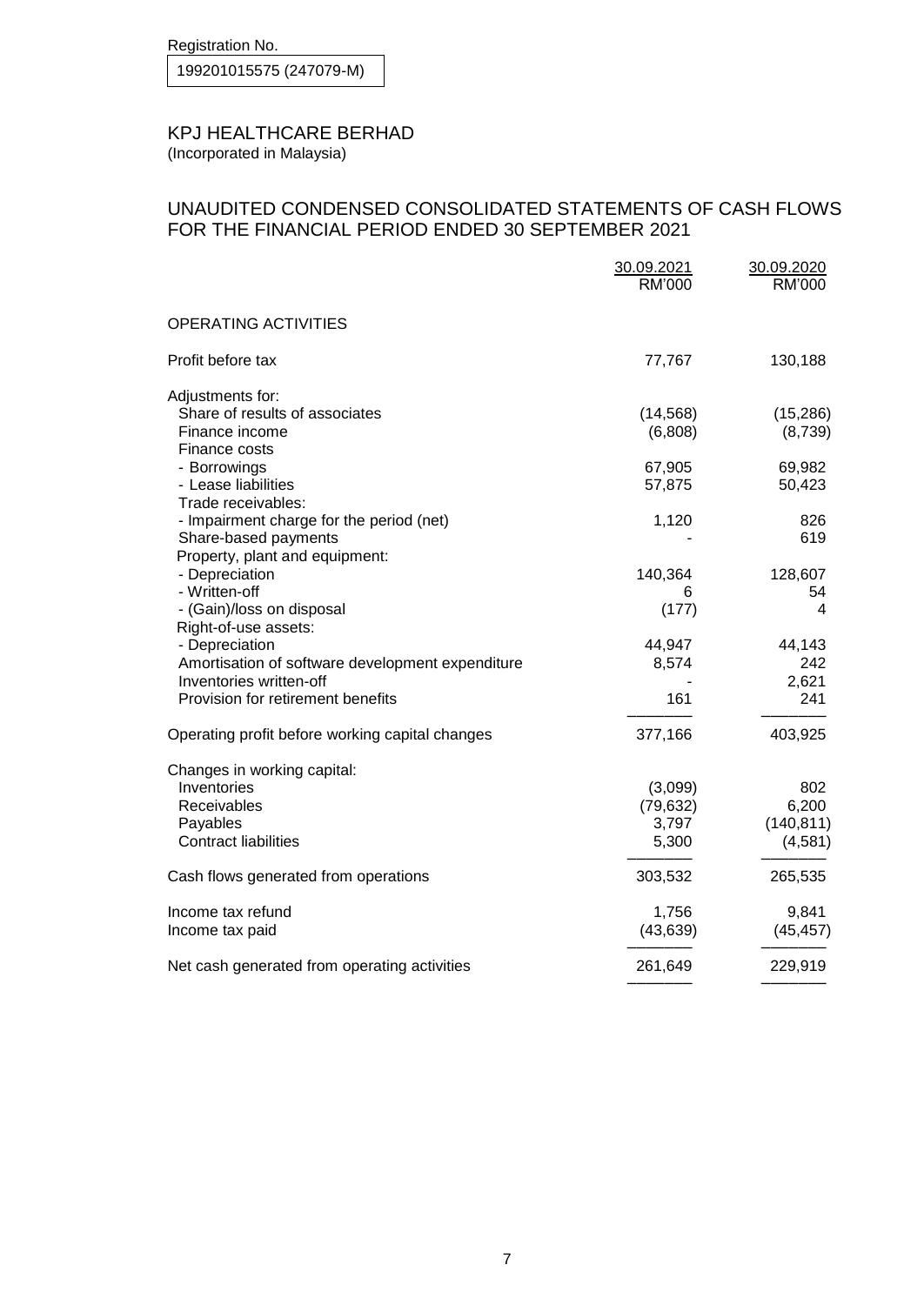Registration No.

199201015575 (247079-M)

# KPJ HEALTHCARE BERHAD

(Incorporated in Malaysia)

## UNAUDITED CONDENSED CONSOLIDATED STATEMENTS OF CASH FLOWS FOR THE FINANCIAL PERIOD ENDED 30 SEPTEMBER 2021

| | 30.09.2021 RM'000 | 30.09.2020 RM'000 |
|---|---|---|
| OPERATING ACTIVITIES | | |
| Profit before tax | 77,767 | 130,188 |
| Adjustments for: | | |
| Share of results of associates | (14,568) | (15,286) |
| Finance income | (6,808) | (8,739) |
| Finance costs | | |
| - Borrowings | 67,905 | 69,982 |
| - Lease liabilities | 57,875 | 50,423 |
| Trade receivables: | | |
| - Impairment charge for the period (net) | 1,120 | 826 |
| Share-based payments | - | 619 |
| Property, plant and equipment: | | |
| - Depreciation | 140,364 | 128,607 |
| - Written-off | 6 | 54 |
| - (Gain)/loss on disposal | (177) | 4 |
| Right-of-use assets: | | |
| - Depreciation | 44,947 | 44,143 |
| Amortisation of software development expenditure | 8,574 | 242 |
| Inventories written-off | - | 2,621 |
| Provision for retirement benefits | 161 | 241 |
| Operating profit before working capital changes | 377,166 | 403,925 |
| Changes in working capital: | | |
| Inventories | (3,099) | 802 |
| Receivables | (79,632) | 6,200 |
| Payables | 3,797 | (140,811) |
| Contract liabilities | 5,300 | (4,581) |
| Cash flows generated from operations | 303,532 | 265,535 |
| Income tax refund | 1,756 | 9,841 |
| Income tax paid | (43,639) | (45,457) |
| Net cash generated from operating activities | 261,649 | 229,919 |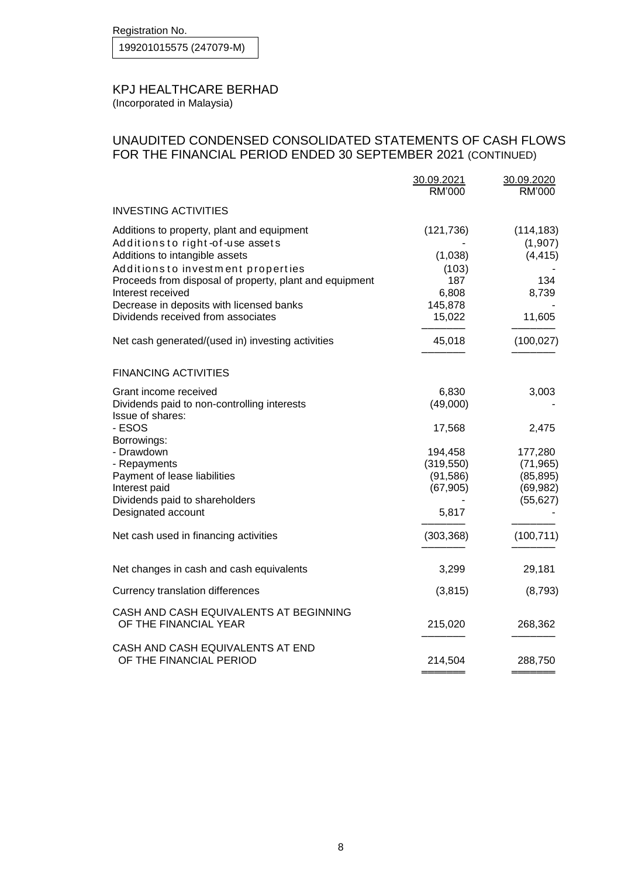Registration No.

199201015575 (247079-M)

# KPJ HEALTHCARE BERHAD

(Incorporated in Malaysia)

## UNAUDITED CONDENSED CONSOLIDATED STATEMENTS OF CASH FLOWS FOR THE FINANCIAL PERIOD ENDED 30 SEPTEMBER 2021 (CONTINUED)

| | 30.09.2021 RM'000 | 30.09.2020 RM'000 |
|---|---|---|
| **INVESTING ACTIVITIES** | | |
| Additions to property, plant and equipment | (121,736) | (114,183) |
| Additions to right-of-use assets | - | (1,907) |
| Additions to intangible assets | (1,038) | (4,415) |
| Additions to investment properties | (103) | - |
| Proceeds from disposal of property, plant and equipment | 187 | 134 |
| Interest received | 6,808 | 8,739 |
| Decrease in deposits with licensed banks | 145,878 | - |
| Dividends received from associates | 15,022 | 11,605 |
| Net cash generated/(used in) investing activities | 45,018 | (100,027) |
| **FINANCING ACTIVITIES** | | |
| Grant income received | 6,830 | 3,003 |
| Dividends paid to non-controlling interests | (49,000) | - |
| Issue of shares: | | |
| - ESOS | 17,568 | 2,475 |
| Borrowings: | | |
| - Drawdown | 194,458 | 177,280 |
| - Repayments | (319,550) | (71,965) |
| Payment of lease liabilities | (91,586) | (85,895) |
| Interest paid | (67,905) | (69,982) |
| Dividends paid to shareholders | - | (55,627) |
| Designated account | 5,817 | - |
| Net cash used in financing activities | (303,368) | (100,711) |
| Net changes in cash and cash equivalents | 3,299 | 29,181 |
| Currency translation differences | (3,815) | (8,793) |
| CASH AND CASH EQUIVALENTS AT BEGINNING OF THE FINANCIAL YEAR | 215,020 | 268,362 |
| CASH AND CASH EQUIVALENTS AT END OF THE FINANCIAL PERIOD | 214,504 | 288,750 |